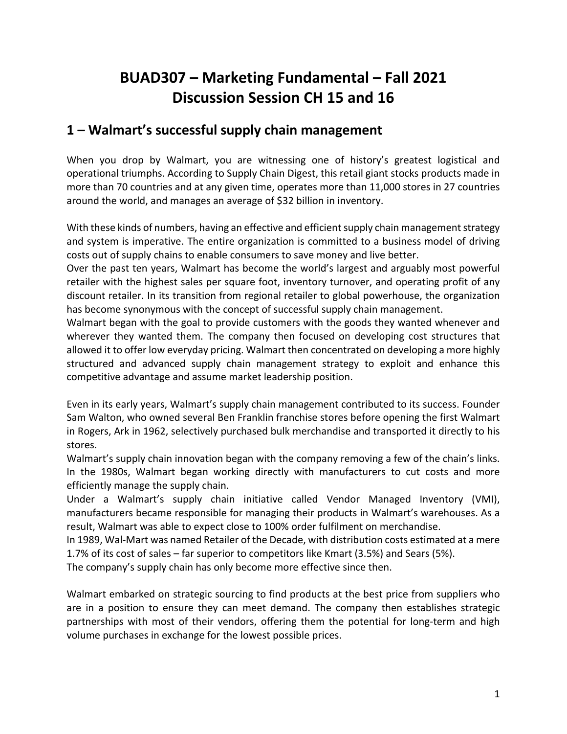# BUAD307 – Marketing Fundamental – Fall 2021
# Discussion Session CH 15 and 16

## 1 – Walmart's successful supply chain management

When you drop by Walmart, you are witnessing one of history's greatest logistical and operational triumphs. According to Supply Chain Digest, this retail giant stocks products made in more than 70 countries and at any given time, operates more than 11,000 stores in 27 countries around the world, and manages an average of $32 billion in inventory.

With these kinds of numbers, having an effective and efficient supply chain management strategy and system is imperative. The entire organization is committed to a business model of driving costs out of supply chains to enable consumers to save money and live better.

Over the past ten years, Walmart has become the world's largest and arguably most powerful retailer with the highest sales per square foot, inventory turnover, and operating profit of any discount retailer. In its transition from regional retailer to global powerhouse, the organization has become synonymous with the concept of successful supply chain management.

Walmart began with the goal to provide customers with the goods they wanted whenever and wherever they wanted them. The company then focused on developing cost structures that allowed it to offer low everyday pricing. Walmart then concentrated on developing a more highly structured and advanced supply chain management strategy to exploit and enhance this competitive advantage and assume market leadership position.

Even in its early years, Walmart's supply chain management contributed to its success. Founder Sam Walton, who owned several Ben Franklin franchise stores before opening the first Walmart in Rogers, Ark in 1962, selectively purchased bulk merchandise and transported it directly to his stores.

Walmart's supply chain innovation began with the company removing a few of the chain's links. In the 1980s, Walmart began working directly with manufacturers to cut costs and more efficiently manage the supply chain.

Under a Walmart's supply chain initiative called Vendor Managed Inventory (VMI), manufacturers became responsible for managing their products in Walmart's warehouses. As a result, Walmart was able to expect close to 100% order fulfilment on merchandise.

In 1989, Wal-Mart was named Retailer of the Decade, with distribution costs estimated at a mere 1.7% of its cost of sales – far superior to competitors like Kmart (3.5%) and Sears (5%).

The company's supply chain has only become more effective since then.

Walmart embarked on strategic sourcing to find products at the best price from suppliers who are in a position to ensure they can meet demand. The company then establishes strategic partnerships with most of their vendors, offering them the potential for long-term and high volume purchases in exchange for the lowest possible prices.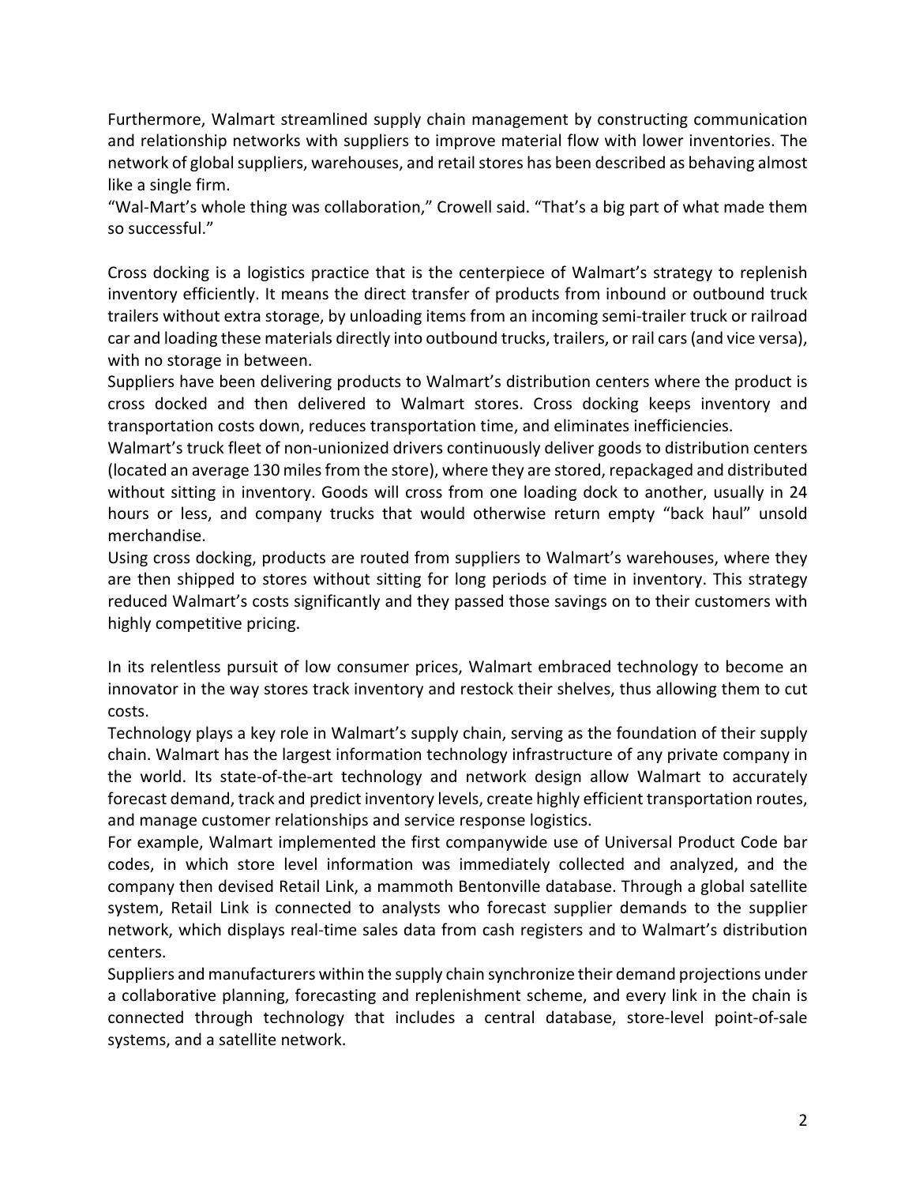Furthermore, Walmart streamlined supply chain management by constructing communication and relationship networks with suppliers to improve material flow with lower inventories. The network of global suppliers, warehouses, and retail stores has been described as behaving almost like a single firm.

"Wal-Mart's whole thing was collaboration," Crowell said. "That's a big part of what made them so successful."

Cross docking is a logistics practice that is the centerpiece of Walmart's strategy to replenish inventory efficiently. It means the direct transfer of products from inbound or outbound truck trailers without extra storage, by unloading items from an incoming semi-trailer truck or railroad car and loading these materials directly into outbound trucks, trailers, or rail cars (and vice versa), with no storage in between.

Suppliers have been delivering products to Walmart's distribution centers where the product is cross docked and then delivered to Walmart stores. Cross docking keeps inventory and transportation costs down, reduces transportation time, and eliminates inefficiencies.

Walmart's truck fleet of non-unionized drivers continuously deliver goods to distribution centers (located an average 130 miles from the store), where they are stored, repackaged and distributed without sitting in inventory. Goods will cross from one loading dock to another, usually in 24 hours or less, and company trucks that would otherwise return empty "back haul" unsold merchandise.

Using cross docking, products are routed from suppliers to Walmart's warehouses, where they are then shipped to stores without sitting for long periods of time in inventory. This strategy reduced Walmart's costs significantly and they passed those savings on to their customers with highly competitive pricing.

In its relentless pursuit of low consumer prices, Walmart embraced technology to become an innovator in the way stores track inventory and restock their shelves, thus allowing them to cut costs.

Technology plays a key role in Walmart's supply chain, serving as the foundation of their supply chain. Walmart has the largest information technology infrastructure of any private company in the world. Its state-of-the-art technology and network design allow Walmart to accurately forecast demand, track and predict inventory levels, create highly efficient transportation routes, and manage customer relationships and service response logistics.

For example, Walmart implemented the first companywide use of Universal Product Code bar codes, in which store level information was immediately collected and analyzed, and the company then devised Retail Link, a mammoth Bentonville database. Through a global satellite system, Retail Link is connected to analysts who forecast supplier demands to the supplier network, which displays real-time sales data from cash registers and to Walmart's distribution centers.

Suppliers and manufacturers within the supply chain synchronize their demand projections under a collaborative planning, forecasting and replenishment scheme, and every link in the chain is connected through technology that includes a central database, store-level point-of-sale systems, and a satellite network.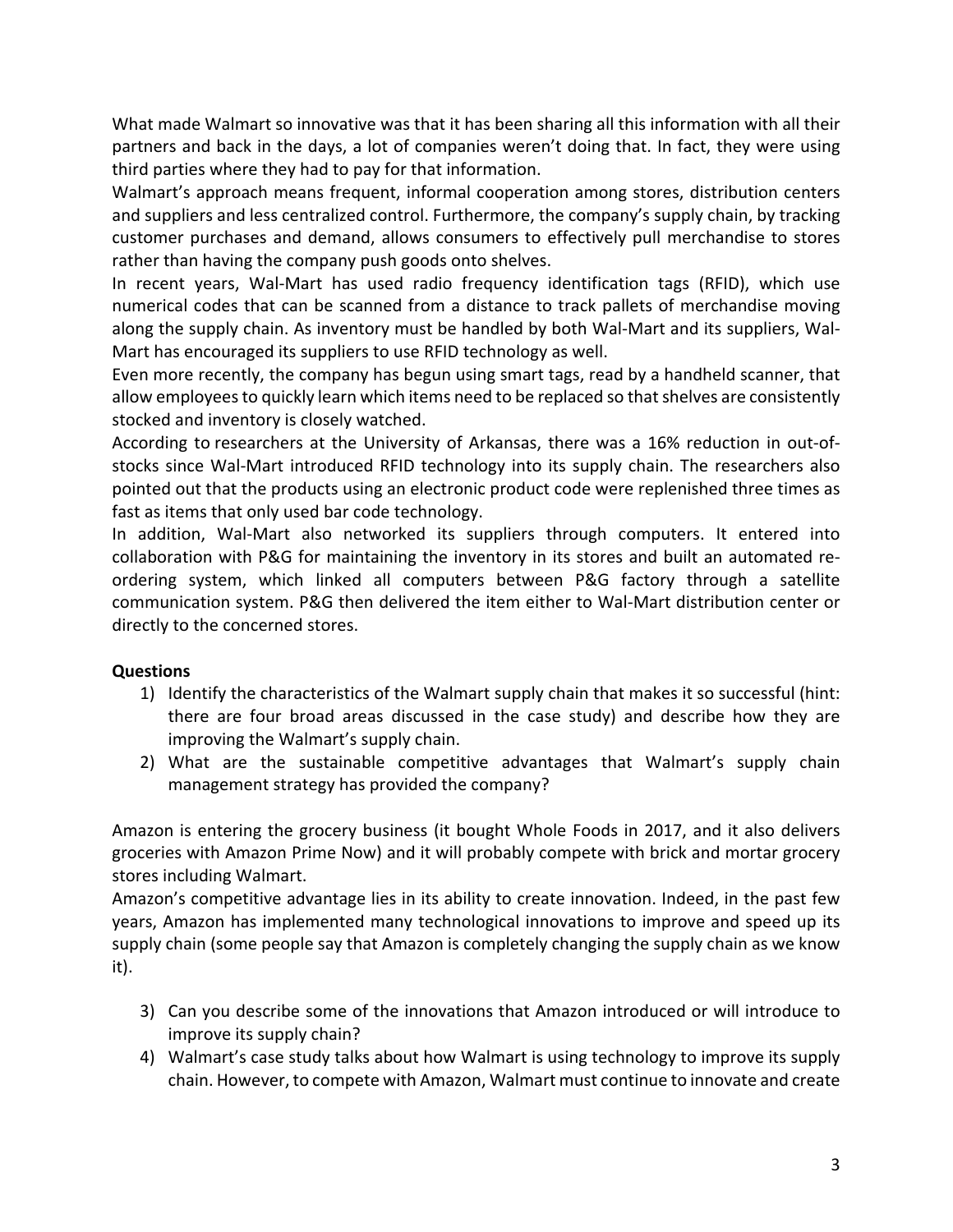What made Walmart so innovative was that it has been sharing all this information with all their partners and back in the days, a lot of companies weren't doing that. In fact, they were using third parties where they had to pay for that information.

Walmart's approach means frequent, informal cooperation among stores, distribution centers and suppliers and less centralized control. Furthermore, the company's supply chain, by tracking customer purchases and demand, allows consumers to effectively pull merchandise to stores rather than having the company push goods onto shelves.

In recent years, Wal-Mart has used radio frequency identification tags (RFID), which use numerical codes that can be scanned from a distance to track pallets of merchandise moving along the supply chain. As inventory must be handled by both Wal-Mart and its suppliers, Wal-Mart has encouraged its suppliers to use RFID technology as well.

Even more recently, the company has begun using smart tags, read by a handheld scanner, that allow employees to quickly learn which items need to be replaced so that shelves are consistently stocked and inventory is closely watched.

According to researchers at the University of Arkansas, there was a 16% reduction in out-of-stocks since Wal-Mart introduced RFID technology into its supply chain. The researchers also pointed out that the products using an electronic product code were replenished three times as fast as items that only used bar code technology.

In addition, Wal-Mart also networked its suppliers through computers. It entered into collaboration with P&G for maintaining the inventory in its stores and built an automated re-ordering system, which linked all computers between P&G factory through a satellite communication system. P&G then delivered the item either to Wal-Mart distribution center or directly to the concerned stores.

**Questions**

1) Identify the characteristics of the Walmart supply chain that makes it so successful (hint: there are four broad areas discussed in the case study) and describe how they are improving the Walmart's supply chain.
2) What are the sustainable competitive advantages that Walmart's supply chain management strategy has provided the company?

Amazon is entering the grocery business (it bought Whole Foods in 2017, and it also delivers groceries with Amazon Prime Now) and it will probably compete with brick and mortar grocery stores including Walmart.

Amazon's competitive advantage lies in its ability to create innovation. Indeed, in the past few years, Amazon has implemented many technological innovations to improve and speed up its supply chain (some people say that Amazon is completely changing the supply chain as we know it).

3) Can you describe some of the innovations that Amazon introduced or will introduce to improve its supply chain?
4) Walmart's case study talks about how Walmart is using technology to improve its supply chain. However, to compete with Amazon, Walmart must continue to innovate and create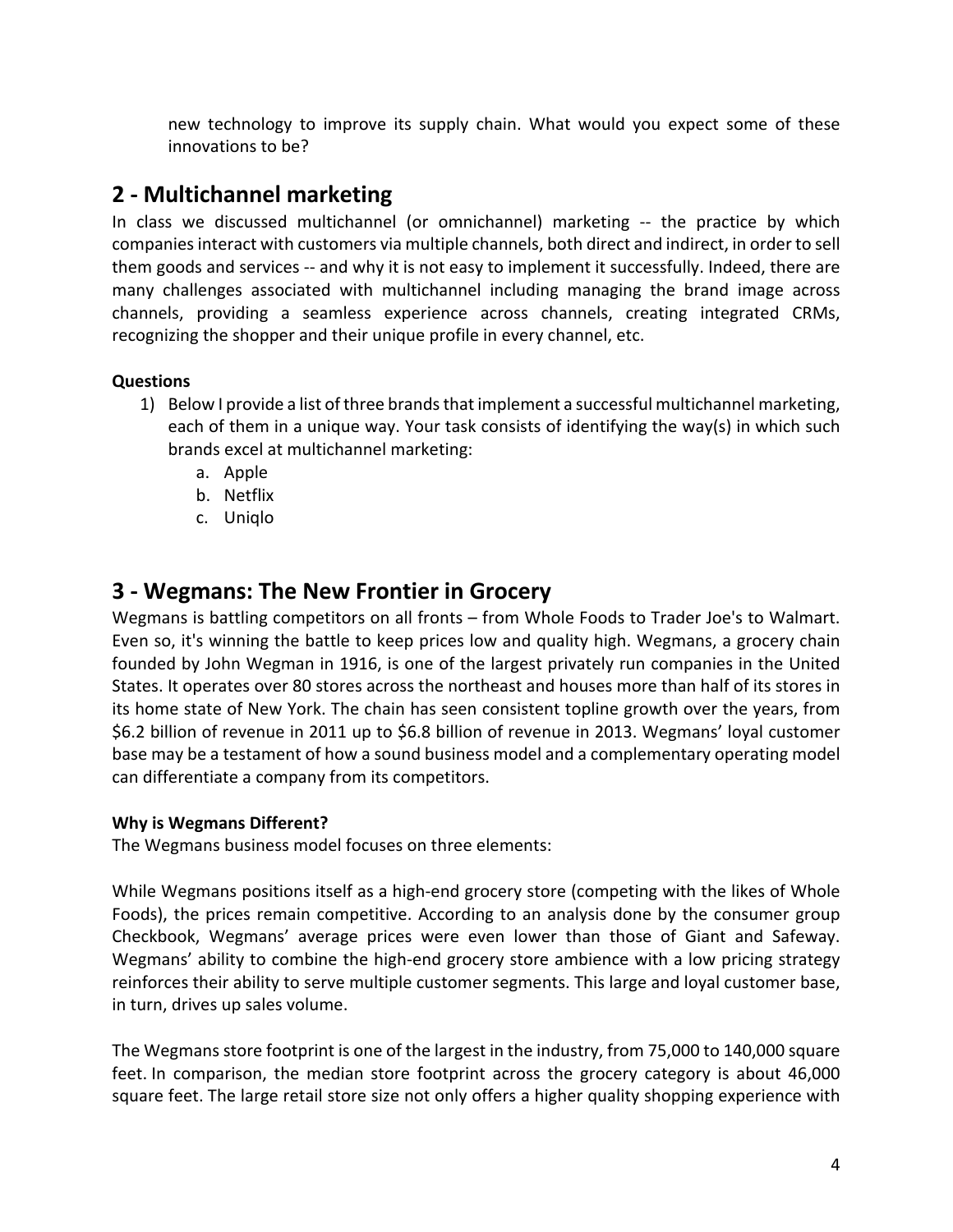new technology to improve its supply chain. What would you expect some of these innovations to be?

## 2 - Multichannel marketing

In class we discussed multichannel (or omnichannel) marketing -- the practice by which companies interact with customers via multiple channels, both direct and indirect, in order to sell them goods and services -- and why it is not easy to implement it successfully. Indeed, there are many challenges associated with multichannel including managing the brand image across channels, providing a seamless experience across channels, creating integrated CRMs, recognizing the shopper and their unique profile in every channel, etc.

**Questions**

1) Below I provide a list of three brands that implement a successful multichannel marketing, each of them in a unique way. Your task consists of identifying the way(s) in which such brands excel at multichannel marketing:
    a. Apple
    b. Netflix
    c. Uniqlo

## 3 - Wegmans: The New Frontier in Grocery

Wegmans is battling competitors on all fronts – from Whole Foods to Trader Joe's to Walmart. Even so, it's winning the battle to keep prices low and quality high. Wegmans, a grocery chain founded by John Wegman in 1916, is one of the largest privately run companies in the United States. It operates over 80 stores across the northeast and houses more than half of its stores in its home state of New York. The chain has seen consistent topline growth over the years, from $6.2 billion of revenue in 2011 up to $6.8 billion of revenue in 2013. Wegmans' loyal customer base may be a testament of how a sound business model and a complementary operating model can differentiate a company from its competitors.

**Why is Wegmans Different?**

The Wegmans business model focuses on three elements:

While Wegmans positions itself as a high-end grocery store (competing with the likes of Whole Foods), the prices remain competitive. According to an analysis done by the consumer group Checkbook, Wegmans' average prices were even lower than those of Giant and Safeway. Wegmans' ability to combine the high-end grocery store ambience with a low pricing strategy reinforces their ability to serve multiple customer segments. This large and loyal customer base, in turn, drives up sales volume.

The Wegmans store footprint is one of the largest in the industry, from 75,000 to 140,000 square feet. In comparison, the median store footprint across the grocery category is about 46,000 square feet. The large retail store size not only offers a higher quality shopping experience with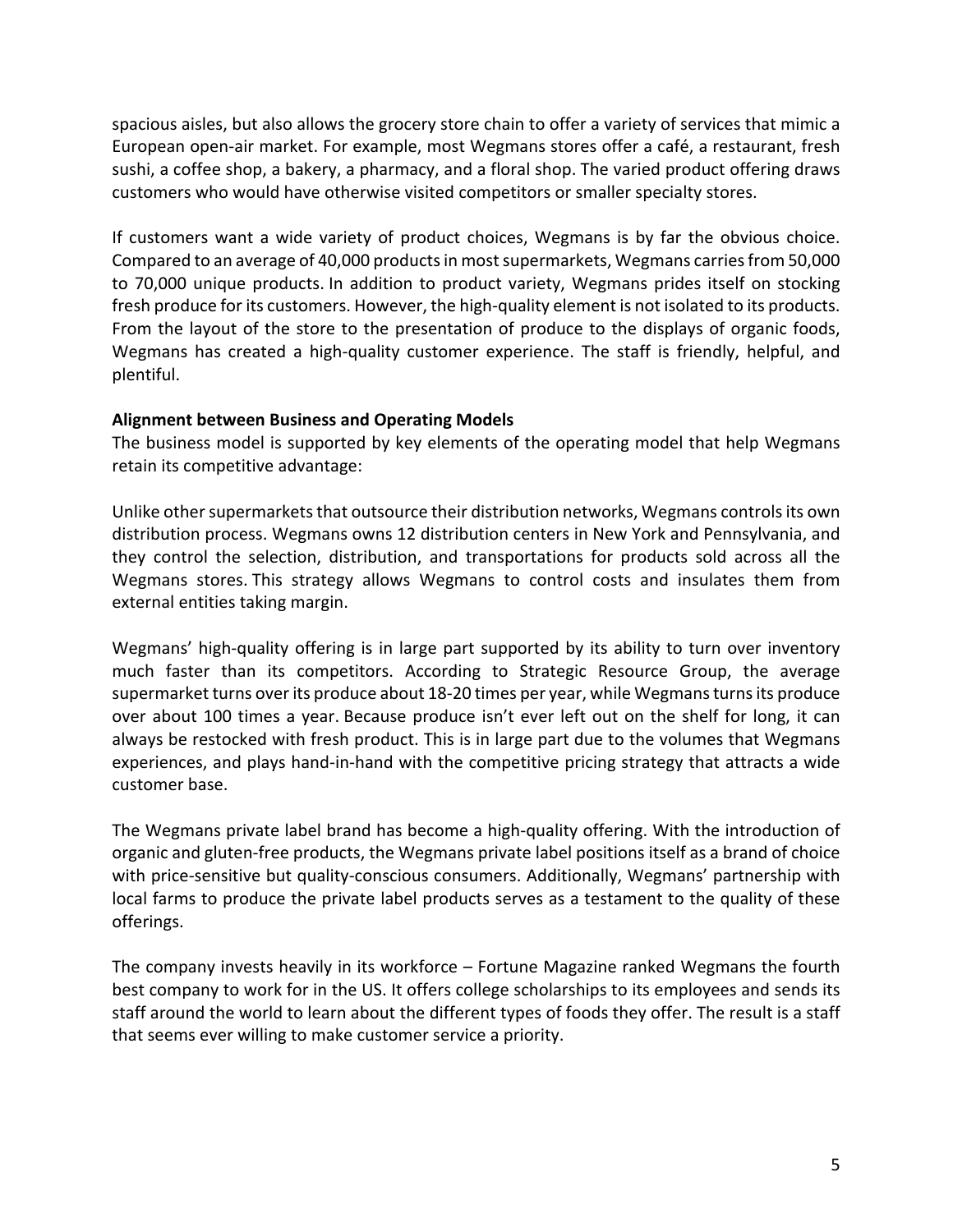spacious aisles, but also allows the grocery store chain to offer a variety of services that mimic a European open-air market. For example, most Wegmans stores offer a café, a restaurant, fresh sushi, a coffee shop, a bakery, a pharmacy, and a floral shop. The varied product offering draws customers who would have otherwise visited competitors or smaller specialty stores.

If customers want a wide variety of product choices, Wegmans is by far the obvious choice. Compared to an average of 40,000 products in most supermarkets, Wegmans carries from 50,000 to 70,000 unique products. In addition to product variety, Wegmans prides itself on stocking fresh produce for its customers. However, the high-quality element is not isolated to its products. From the layout of the store to the presentation of produce to the displays of organic foods, Wegmans has created a high-quality customer experience. The staff is friendly, helpful, and plentiful.

**Alignment between Business and Operating Models**

The business model is supported by key elements of the operating model that help Wegmans retain its competitive advantage:

Unlike other supermarkets that outsource their distribution networks, Wegmans controls its own distribution process. Wegmans owns 12 distribution centers in New York and Pennsylvania, and they control the selection, distribution, and transportations for products sold across all the Wegmans stores. This strategy allows Wegmans to control costs and insulates them from external entities taking margin.

Wegmans' high-quality offering is in large part supported by its ability to turn over inventory much faster than its competitors. According to Strategic Resource Group, the average supermarket turns over its produce about 18-20 times per year, while Wegmans turns its produce over about 100 times a year. Because produce isn't ever left out on the shelf for long, it can always be restocked with fresh product. This is in large part due to the volumes that Wegmans experiences, and plays hand-in-hand with the competitive pricing strategy that attracts a wide customer base.

The Wegmans private label brand has become a high-quality offering. With the introduction of organic and gluten-free products, the Wegmans private label positions itself as a brand of choice with price-sensitive but quality-conscious consumers. Additionally, Wegmans' partnership with local farms to produce the private label products serves as a testament to the quality of these offerings.

The company invests heavily in its workforce – Fortune Magazine ranked Wegmans the fourth best company to work for in the US. It offers college scholarships to its employees and sends its staff around the world to learn about the different types of foods they offer. The result is a staff that seems ever willing to make customer service a priority.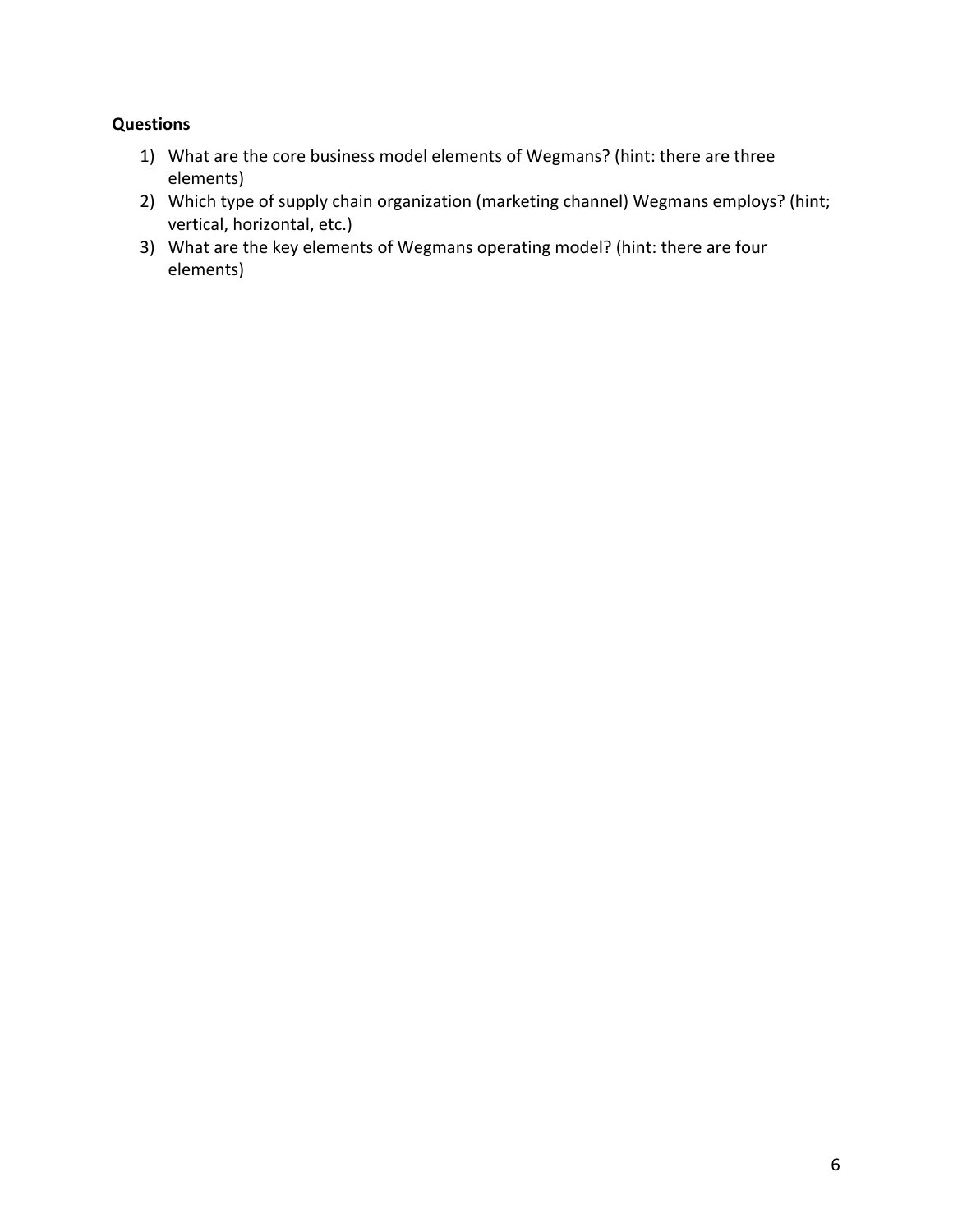**Questions**

1) What are the core business model elements of Wegmans? (hint: there are three elements)
2) Which type of supply chain organization (marketing channel) Wegmans employs? (hint; vertical, horizontal, etc.)
3) What are the key elements of Wegmans operating model? (hint: there are four elements)